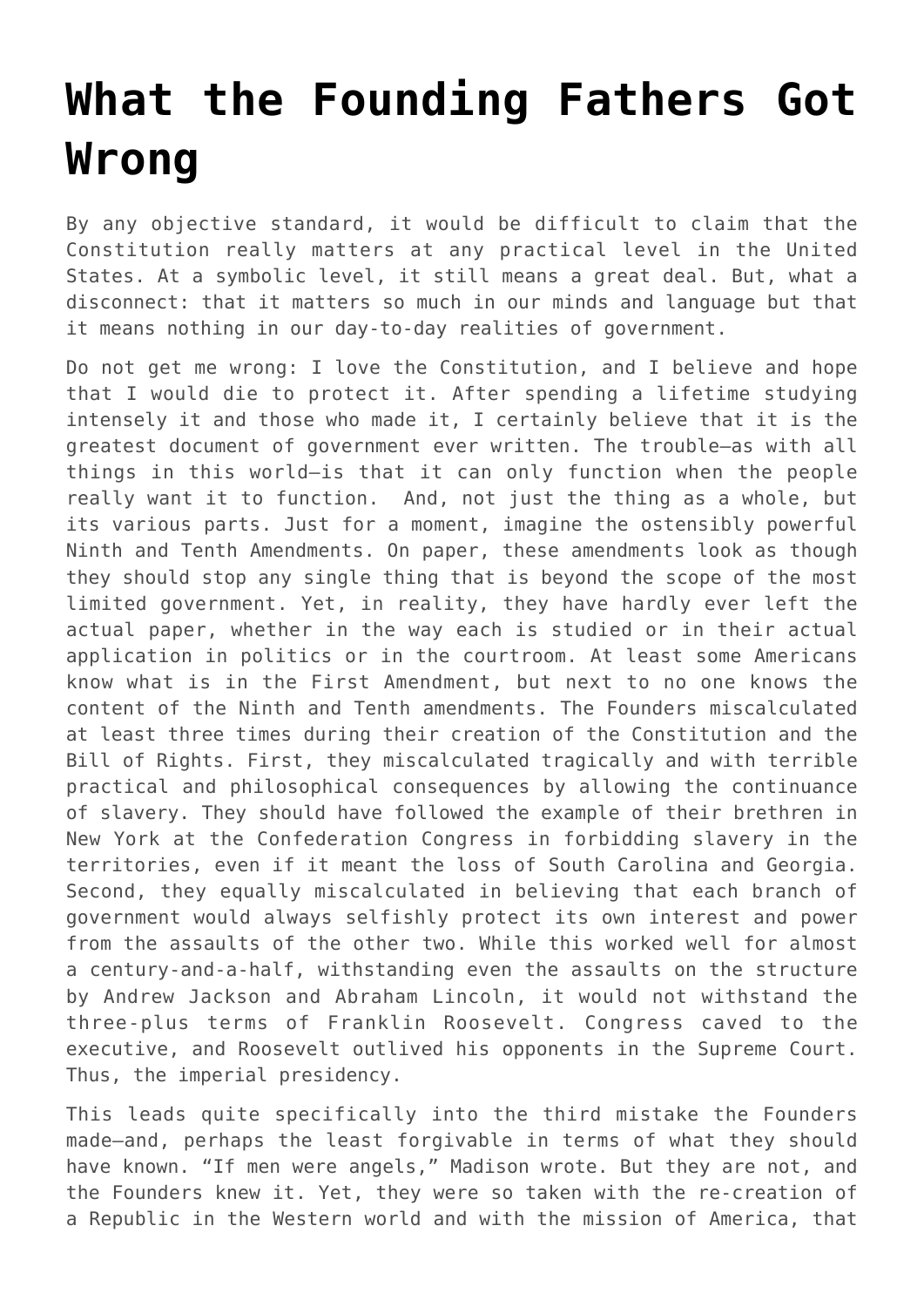# What the Founding Fathers Got Wrong

By any objective standard, it would be difficult to claim that the Constitution really matters at any practical level in the United States. At a symbolic level, it still means a great deal. But, what a disconnect: that it matters so much in our minds and language but that it means nothing in our day-to-day realities of government.

Do not get me wrong: I love the Constitution, and I believe and hope that I would die to protect it. After spending a lifetime studying intensely it and those who made it, I certainly believe that it is the greatest document of government ever written. The trouble—as with all things in this world—is that it can only function when the people really want it to function. And, not just the thing as a whole, but its various parts. Just for a moment, imagine the ostensibly powerful Ninth and Tenth Amendments. On paper, these amendments look as though they should stop any single thing that is beyond the scope of the most limited government. Yet, in reality, they have hardly ever left the actual paper, whether in the way each is studied or in their actual application in politics or in the courtroom. At least some Americans know what is in the First Amendment, but next to no one knows the content of the Ninth and Tenth amendments. The Founders miscalculated at least three times during their creation of the Constitution and the Bill of Rights. First, they miscalculated tragically and with terrible practical and philosophical consequences by allowing the continuance of slavery. They should have followed the example of their brethren in New York at the Confederation Congress in forbidding slavery in the territories, even if it meant the loss of South Carolina and Georgia. Second, they equally miscalculated in believing that each branch of government would always selfishly protect its own interest and power from the assaults of the other two. While this worked well for almost a century-and-a-half, withstanding even the assaults on the structure by Andrew Jackson and Abraham Lincoln, it would not withstand the three-plus terms of Franklin Roosevelt. Congress caved to the executive, and Roosevelt outlived his opponents in the Supreme Court. Thus, the imperial presidency.

This leads quite specifically into the third mistake the Founders made—and, perhaps the least forgivable in terms of what they should have known. "If men were angels," Madison wrote. But they are not, and the Founders knew it. Yet, they were so taken with the re-creation of a Republic in the Western world and with the mission of America, that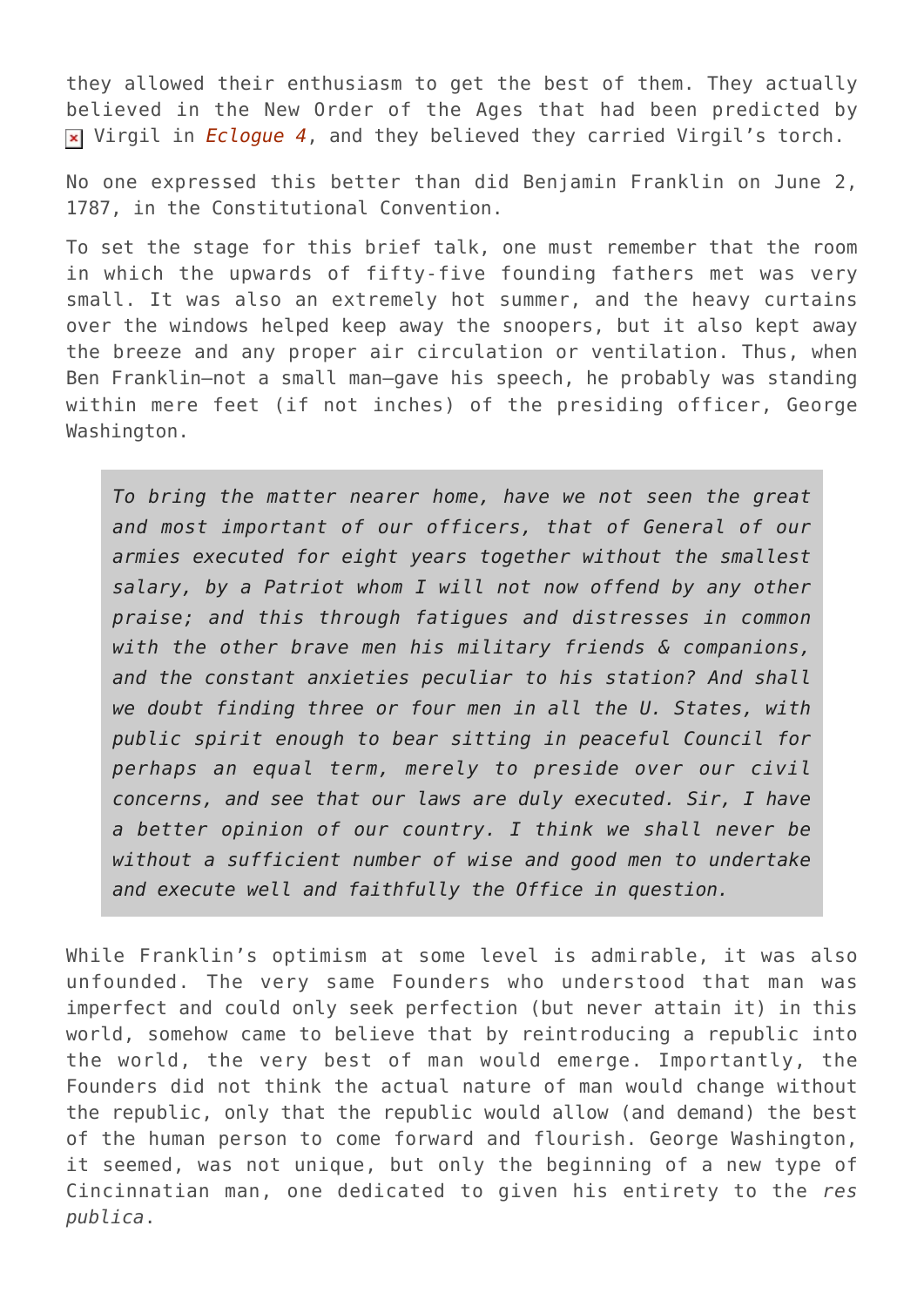they allowed their enthusiasm to get the best of them. They actually believed in the New Order of the Ages that had been predicted by Virgil in *Eclogue 4*, and they believed they carried Virgil's torch.

No one expressed this better than did Benjamin Franklin on June 2, 1787, in the Constitutional Convention.

To set the stage for this brief talk, one must remember that the room in which the upwards of fifty-five founding fathers met was very small. It was also an extremely hot summer, and the heavy curtains over the windows helped keep away the snoopers, but it also kept away the breeze and any proper air circulation or ventilation. Thus, when Ben Franklin—not a small man—gave his speech, he probably was standing within mere feet (if not inches) of the presiding officer, George Washington.

> *To bring the matter nearer home, have we not seen the great and most important of our officers, that of General of our armies executed for eight years together without the smallest salary, by a Patriot whom I will not now offend by any other praise; and this through fatigues and distresses in common with the other brave men his military friends & companions, and the constant anxieties peculiar to his station? And shall we doubt finding three or four men in all the U. States, with public spirit enough to bear sitting in peaceful Council for perhaps an equal term, merely to preside over our civil concerns, and see that our laws are duly executed. Sir, I have a better opinion of our country. I think we shall never be without a sufficient number of wise and good men to undertake and execute well and faithfully the Office in question.*

While Franklin's optimism at some level is admirable, it was also unfounded. The very same Founders who understood that man was imperfect and could only seek perfection (but never attain it) in this world, somehow came to believe that by reintroducing a republic into the world, the very best of man would emerge. Importantly, the Founders did not think the actual nature of man would change without the republic, only that the republic would allow (and demand) the best of the human person to come forward and flourish. George Washington, it seemed, was not unique, but only the beginning of a new type of Cincinnatian man, one dedicated to given his entirety to the *res publica*.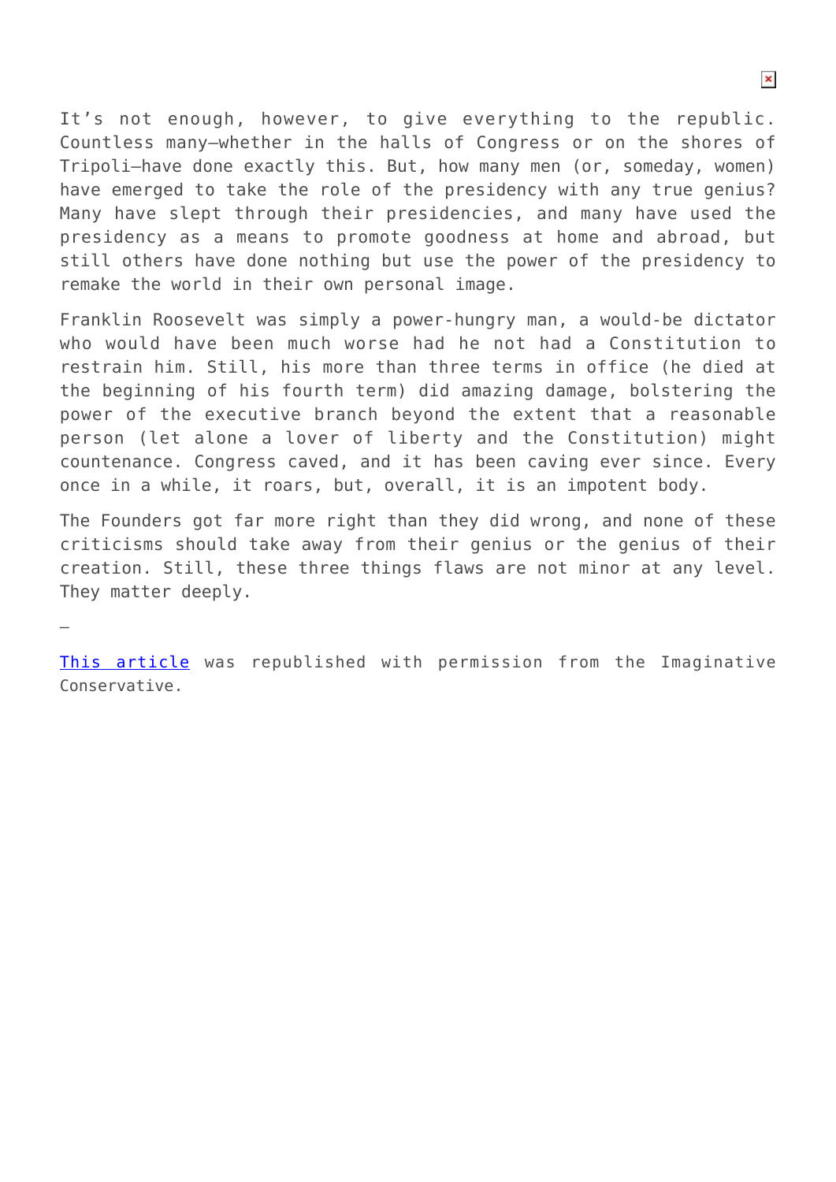It’s not enough, however, to give everything to the republic. Countless many—whether in the halls of Congress or on the shores of Tripoli—have done exactly this. But, how many men (or, someday, women) have emerged to take the role of the presidency with any true genius? Many have slept through their presidencies, and many have used the presidency as a means to promote goodness at home and abroad, but still others have done nothing but use the power of the presidency to remake the world in their own personal image.

Franklin Roosevelt was simply a power-hungry man, a would-be dictator who would have been much worse had he not had a Constitution to restrain him. Still, his more than three terms in office (he died at the beginning of his fourth term) did amazing damage, bolstering the power of the executive branch beyond the extent that a reasonable person (let alone a lover of liberty and the Constitution) might countenance. Congress caved, and it has been caving ever since. Every once in a while, it roars, but, overall, it is an impotent body.

The Founders got far more right than they did wrong, and none of these criticisms should take away from their genius or the genius of their creation. Still, these three things flaws are not minor at any level. They matter deeply.

—

This article was republished with permission from the Imaginative Conservative.